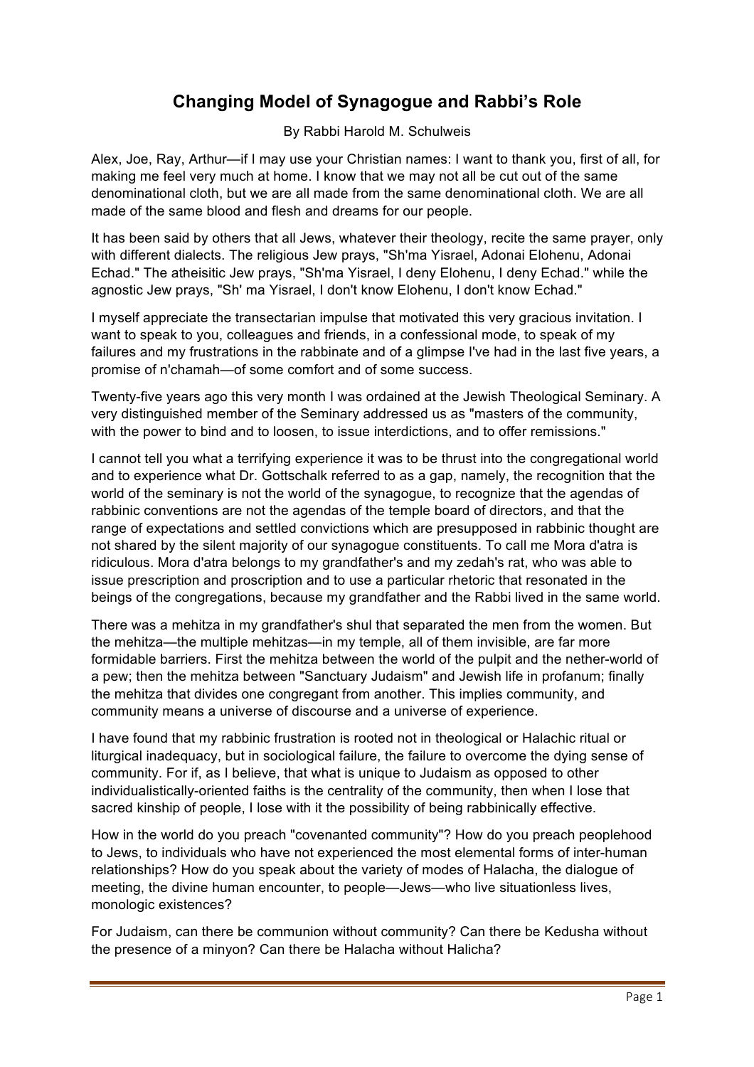# Changing Model of Synagogue and Rabbi's Role

By Rabbi Harold M. Schulweis

Alex, Joe, Ray, Arthur—if I may use your Christian names: I want to thank you, first of all, for making me feel very much at home. I know that we may not all be cut out of the same denominational cloth, but we are all made from the same denominational cloth. We are all made of the same blood and flesh and dreams for our people.

It has been said by others that all Jews, whatever their theology, recite the same prayer, only with different dialects. The religious Jew prays, "Sh'ma Yisrael, Adonai Elohenu, Adonai Echad." The atheisitic Jew prays, "Sh'ma Yisrael, I deny Elohenu, I deny Echad." while the agnostic Jew prays, "Sh' ma Yisrael, I don't know Elohenu, I don't know Echad."

I myself appreciate the transectarian impulse that motivated this very gracious invitation. I want to speak to you, colleagues and friends, in a confessional mode, to speak of my failures and my frustrations in the rabbinate and of a glimpse I've had in the last five years, a promise of n'chamah—of some comfort and of some success.

Twenty-five years ago this very month I was ordained at the Jewish Theological Seminary. A very distinguished member of the Seminary addressed us as "masters of the community, with the power to bind and to loosen, to issue interdictions, and to offer remissions."

I cannot tell you what a terrifying experience it was to be thrust into the congregational world and to experience what Dr. Gottschalk referred to as a gap, namely, the recognition that the world of the seminary is not the world of the synagogue, to recognize that the agendas of rabbinic conventions are not the agendas of the temple board of directors, and that the range of expectations and settled convictions which are presupposed in rabbinic thought are not shared by the silent majority of our synagogue constituents. To call me Mora d'atra is ridiculous. Mora d'atra belongs to my grandfather's and my zedah's rat, who was able to issue prescription and proscription and to use a particular rhetoric that resonated in the beings of the congregations, because my grandfather and the Rabbi lived in the same world.

There was a mehitza in my grandfather's shul that separated the men from the women. But the mehitza—the multiple mehitzas—in my temple, all of them invisible, are far more formidable barriers. First the mehitza between the world of the pulpit and the nether-world of a pew; then the mehitza between "Sanctuary Judaism" and Jewish life in profanum; finally the mehitza that divides one congregant from another. This implies community, and community means a universe of discourse and a universe of experience.

I have found that my rabbinic frustration is rooted not in theological or Halachic ritual or liturgical inadequacy, but in sociological failure, the failure to overcome the dying sense of community. For if, as I believe, that what is unique to Judaism as opposed to other individualistically-oriented faiths is the centrality of the community, then when I lose that sacred kinship of people, I lose with it the possibility of being rabbinically effective.

How in the world do you preach "covenanted community"? How do you preach peoplehood to Jews, to individuals who have not experienced the most elemental forms of inter-human relationships? How do you speak about the variety of modes of Halacha, the dialogue of meeting, the divine human encounter, to people—Jews—who live situationless lives, monologic existences?

For Judaism, can there be communion without community? Can there be Kedusha without the presence of a minyon? Can there be Halacha without Halicha?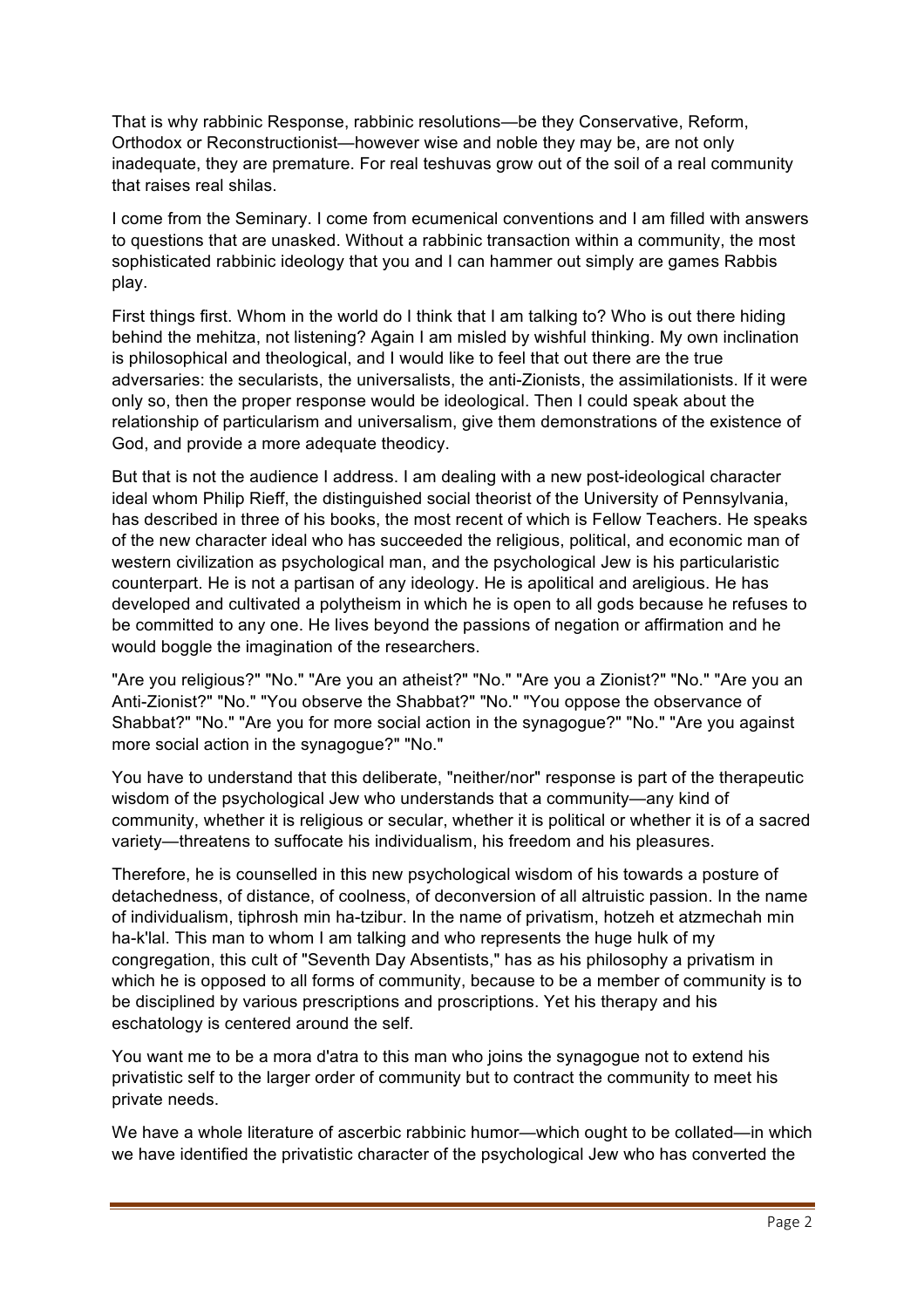That is why rabbinic Response, rabbinic resolutions—be they Conservative, Reform, Orthodox or Reconstructionist—however wise and noble they may be, are not only inadequate, they are premature. For real teshuvas grow out of the soil of a real community that raises real shilas.

I come from the Seminary. I come from ecumenical conventions and I am filled with answers to questions that are unasked. Without a rabbinic transaction within a community, the most sophisticated rabbinic ideology that you and I can hammer out simply are games Rabbis play.

First things first. Whom in the world do I think that I am talking to? Who is out there hiding behind the mehitza, not listening? Again I am misled by wishful thinking. My own inclination is philosophical and theological, and I would like to feel that out there are the true adversaries: the secularists, the universalists, the anti-Zionists, the assimilationists. If it were only so, then the proper response would be ideological. Then I could speak about the relationship of particularism and universalism, give them demonstrations of the existence of God, and provide a more adequate theodicy.

But that is not the audience I address. I am dealing with a new post-ideological character ideal whom Philip Rieff, the distinguished social theorist of the University of Pennsylvania, has described in three of his books, the most recent of which is Fellow Teachers. He speaks of the new character ideal who has succeeded the religious, political, and economic man of western civilization as psychological man, and the psychological Jew is his particularistic counterpart. He is not a partisan of any ideology. He is apolitical and areligious. He has developed and cultivated a polytheism in which he is open to all gods because he refuses to be committed to any one. He lives beyond the passions of negation or affirmation and he would boggle the imagination of the researchers.

"Are you religious?" "No." "Are you an atheist?" "No." "Are you a Zionist?" "No." "Are you an Anti-Zionist?" "No." "You observe the Shabbat?" "No." "You oppose the observance of Shabbat?" "No." "Are you for more social action in the synagogue?" "No." "Are you against more social action in the synagogue?" "No."

You have to understand that this deliberate, "neither/nor" response is part of the therapeutic wisdom of the psychological Jew who understands that a community—any kind of community, whether it is religious or secular, whether it is political or whether it is of a sacred variety—threatens to suffocate his individualism, his freedom and his pleasures.

Therefore, he is counselled in this new psychological wisdom of his towards a posture of detachedness, of distance, of coolness, of deconversion of all altruistic passion. In the name of individualism, tiphrosh min ha-tzibur. In the name of privatism, hotzeh et atzmechah min ha-k'lal. This man to whom I am talking and who represents the huge hulk of my congregation, this cult of "Seventh Day Absentists," has as his philosophy a privatism in which he is opposed to all forms of community, because to be a member of community is to be disciplined by various prescriptions and proscriptions. Yet his therapy and his eschatology is centered around the self.

You want me to be a mora d'atra to this man who joins the synagogue not to extend his privatistic self to the larger order of community but to contract the community to meet his private needs.

We have a whole literature of ascerbic rabbinic humor—which ought to be collated—in which we have identified the privatistic character of the psychological Jew who has converted the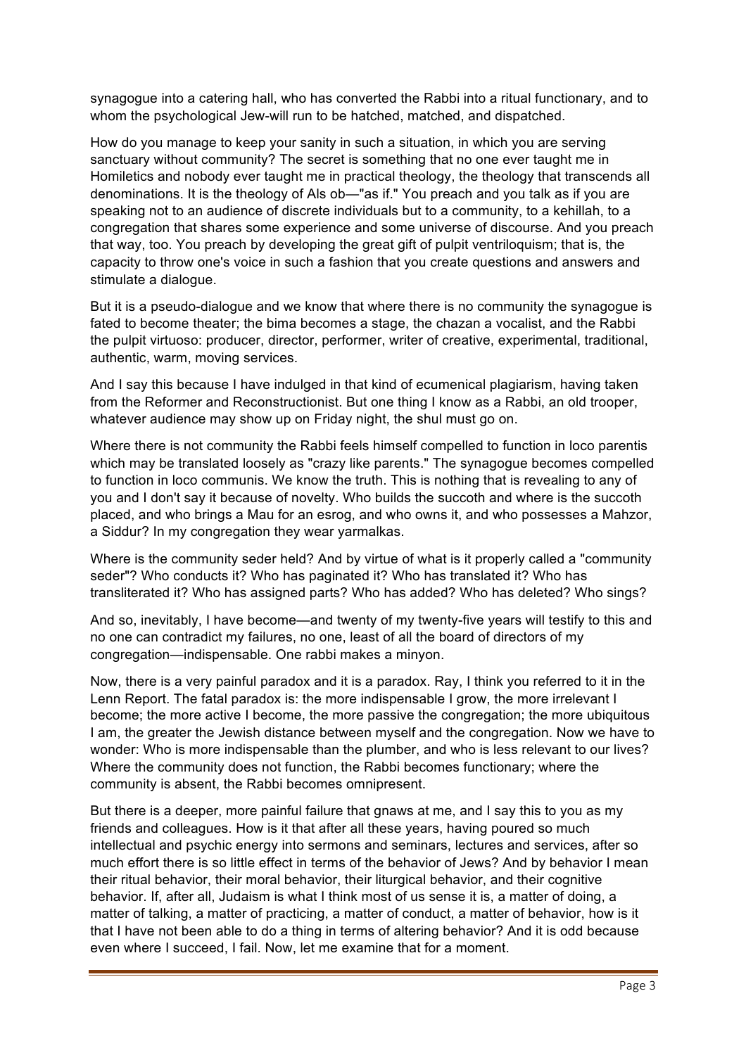synagogue into a catering hall, who has converted the Rabbi into a ritual functionary, and to whom the psychological Jew-will run to be hatched, matched, and dispatched.

How do you manage to keep your sanity in such a situation, in which you are serving sanctuary without community? The secret is something that no one ever taught me in Homiletics and nobody ever taught me in practical theology, the theology that transcends all denominations. It is the theology of Als ob—"as if." You preach and you talk as if you are speaking not to an audience of discrete individuals but to a community, to a kehillah, to a congregation that shares some experience and some universe of discourse. And you preach that way, too. You preach by developing the great gift of pulpit ventriloquism; that is, the capacity to throw one's voice in such a fashion that you create questions and answers and stimulate a dialogue.

But it is a pseudo-dialogue and we know that where there is no community the synagogue is fated to become theater; the bima becomes a stage, the chazan a vocalist, and the Rabbi the pulpit virtuoso: producer, director, performer, writer of creative, experimental, traditional, authentic, warm, moving services.

And I say this because I have indulged in that kind of ecumenical plagiarism, having taken from the Reformer and Reconstructionist. But one thing I know as a Rabbi, an old trooper, whatever audience may show up on Friday night, the shul must go on.

Where there is not community the Rabbi feels himself compelled to function in loco parentis which may be translated loosely as "crazy like parents." The synagogue becomes compelled to function in loco communis. We know the truth. This is nothing that is revealing to any of you and I don't say it because of novelty. Who builds the succoth and where is the succoth placed, and who brings a Mau for an esrog, and who owns it, and who possesses a Mahzor, a Siddur? In my congregation they wear yarmalkas.

Where is the community seder held? And by virtue of what is it properly called a "community seder"? Who conducts it? Who has paginated it? Who has translated it? Who has transliterated it? Who has assigned parts? Who has added? Who has deleted? Who sings?

And so, inevitably, I have become—and twenty of my twenty-five years will testify to this and no one can contradict my failures, no one, least of all the board of directors of my congregation—indispensable. One rabbi makes a minyon.

Now, there is a very painful paradox and it is a paradox. Ray, I think you referred to it in the Lenn Report. The fatal paradox is: the more indispensable I grow, the more irrelevant I become; the more active I become, the more passive the congregation; the more ubiquitous I am, the greater the Jewish distance between myself and the congregation. Now we have to wonder: Who is more indispensable than the plumber, and who is less relevant to our lives? Where the community does not function, the Rabbi becomes functionary; where the community is absent, the Rabbi becomes omnipresent.

But there is a deeper, more painful failure that gnaws at me, and I say this to you as my friends and colleagues. How is it that after all these years, having poured so much intellectual and psychic energy into sermons and seminars, lectures and services, after so much effort there is so little effect in terms of the behavior of Jews? And by behavior I mean their ritual behavior, their moral behavior, their liturgical behavior, and their cognitive behavior. If, after all, Judaism is what I think most of us sense it is, a matter of doing, a matter of talking, a matter of practicing, a matter of conduct, a matter of behavior, how is it that I have not been able to do a thing in terms of altering behavior? And it is odd because even where I succeed, I fail. Now, let me examine that for a moment.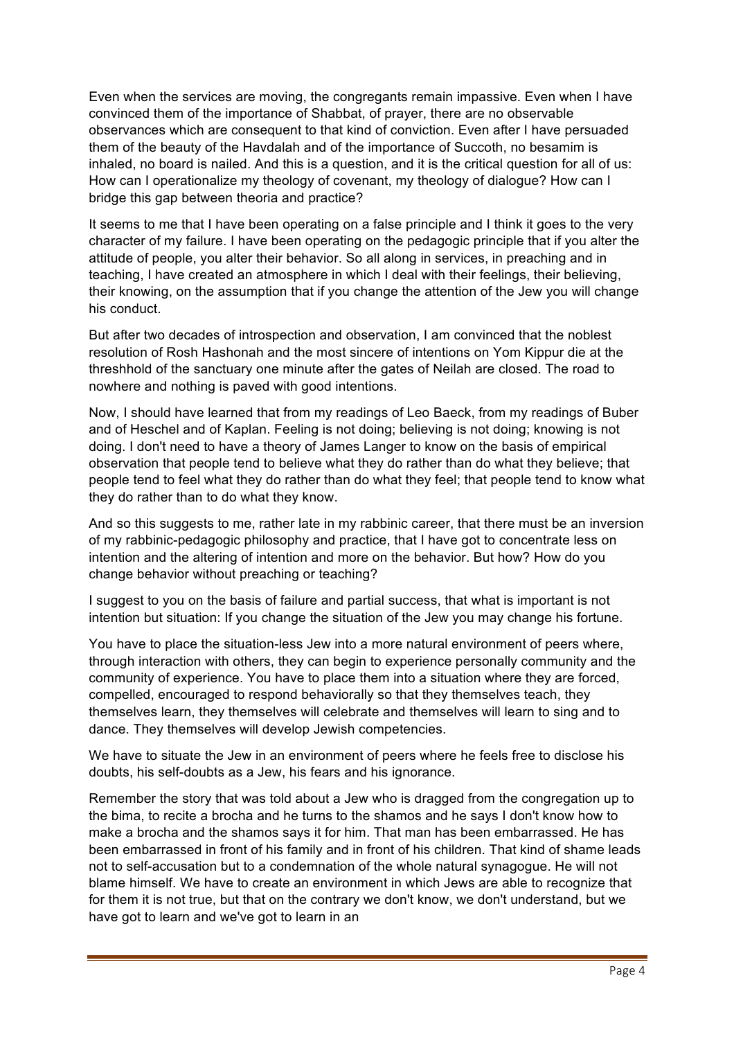Even when the services are moving, the congregants remain impassive. Even when I have convinced them of the importance of Shabbat, of prayer, there are no observable observances which are consequent to that kind of conviction. Even after I have persuaded them of the beauty of the Havdalah and of the importance of Succoth, no besamim is inhaled, no board is nailed. And this is a question, and it is the critical question for all of us: How can I operationalize my theology of covenant, my theology of dialogue? How can I bridge this gap between theoria and practice?

It seems to me that I have been operating on a false principle and I think it goes to the very character of my failure. I have been operating on the pedagogic principle that if you alter the attitude of people, you alter their behavior. So all along in services, in preaching and in teaching, I have created an atmosphere in which I deal with their feelings, their believing, their knowing, on the assumption that if you change the attention of the Jew you will change his conduct.

But after two decades of introspection and observation, I am convinced that the noblest resolution of Rosh Hashonah and the most sincere of intentions on Yom Kippur die at the threshhold of the sanctuary one minute after the gates of Neilah are closed. The road to nowhere and nothing is paved with good intentions.

Now, I should have learned that from my readings of Leo Baeck, from my readings of Buber and of Heschel and of Kaplan. Feeling is not doing; believing is not doing; knowing is not doing. I don't need to have a theory of James Langer to know on the basis of empirical observation that people tend to believe what they do rather than do what they believe; that people tend to feel what they do rather than do what they feel; that people tend to know what they do rather than to do what they know.

And so this suggests to me, rather late in my rabbinic career, that there must be an inversion of my rabbinic-pedagogic philosophy and practice, that I have got to concentrate less on intention and the altering of intention and more on the behavior. But how? How do you change behavior without preaching or teaching?

I suggest to you on the basis of failure and partial success, that what is important is not intention but situation: If you change the situation of the Jew you may change his fortune.

You have to place the situation-less Jew into a more natural environment of peers where, through interaction with others, they can begin to experience personally community and the community of experience. You have to place them into a situation where they are forced, compelled, encouraged to respond behaviorally so that they themselves teach, they themselves learn, they themselves will celebrate and themselves will learn to sing and to dance. They themselves will develop Jewish competencies.

We have to situate the Jew in an environment of peers where he feels free to disclose his doubts, his self-doubts as a Jew, his fears and his ignorance.

Remember the story that was told about a Jew who is dragged from the congregation up to the bima, to recite a brocha and he turns to the shamos and he says I don't know how to make a brocha and the shamos says it for him. That man has been embarrassed. He has been embarrassed in front of his family and in front of his children. That kind of shame leads not to self-accusation but to a condemnation of the whole natural synagogue. He will not blame himself. We have to create an environment in which Jews are able to recognize that for them it is not true, but that on the contrary we don't know, we don't understand, but we have got to learn and we've got to learn in an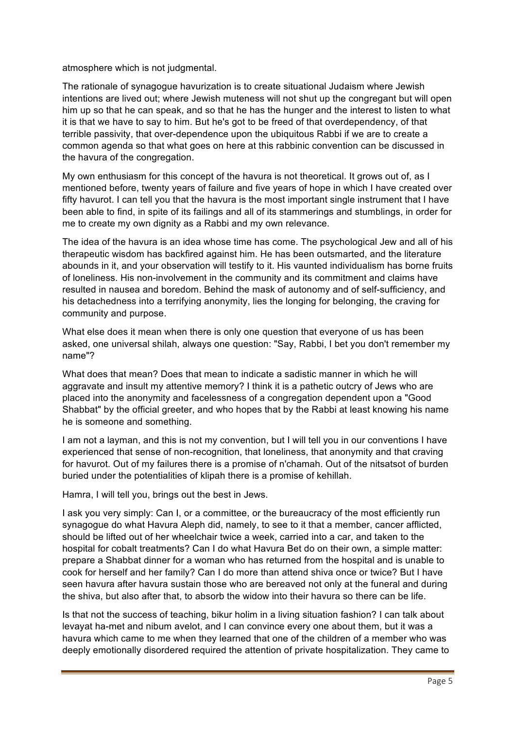atmosphere which is not judgmental.

The rationale of synagogue havurization is to create situational Judaism where Jewish intentions are lived out; where Jewish muteness will not shut up the congregant but will open him up so that he can speak, and so that he has the hunger and the interest to listen to what it is that we have to say to him. But he's got to be freed of that overdependency, of that terrible passivity, that over-dependence upon the ubiquitous Rabbi if we are to create a common agenda so that what goes on here at this rabbinic convention can be discussed in the havura of the congregation.

My own enthusiasm for this concept of the havura is not theoretical. It grows out of, as I mentioned before, twenty years of failure and five years of hope in which I have created over fifty havurot. I can tell you that the havura is the most important single instrument that I have been able to find, in spite of its failings and all of its stammerings and stumblings, in order for me to create my own dignity as a Rabbi and my own relevance.

The idea of the havura is an idea whose time has come. The psychological Jew and all of his therapeutic wisdom has backfired against him. He has been outsmarted, and the literature abounds in it, and your observation will testify to it. His vaunted individualism has borne fruits of loneliness. His non-involvement in the community and its commitment and claims have resulted in nausea and boredom. Behind the mask of autonomy and of self-sufficiency, and his detachedness into a terrifying anonymity, lies the longing for belonging, the craving for community and purpose.

What else does it mean when there is only one question that everyone of us has been asked, one universal shilah, always one question: "Say, Rabbi, I bet you don't remember my name"?

What does that mean? Does that mean to indicate a sadistic manner in which he will aggravate and insult my attentive memory? I think it is a pathetic outcry of Jews who are placed into the anonymity and facelessness of a congregation dependent upon a "Good Shabbat" by the official greeter, and who hopes that by the Rabbi at least knowing his name he is someone and something.

I am not a layman, and this is not my convention, but I will tell you in our conventions I have experienced that sense of non-recognition, that loneliness, that anonymity and that craving for havurot. Out of my failures there is a promise of n'chamah. Out of the nitsatsot of burden buried under the potentialities of klipah there is a promise of kehillah.

Hamra, I will tell you, brings out the best in Jews.

I ask you very simply: Can I, or a committee, or the bureaucracy of the most efficiently run synagogue do what Havura Aleph did, namely, to see to it that a member, cancer afflicted, should be lifted out of her wheelchair twice a week, carried into a car, and taken to the hospital for cobalt treatments? Can I do what Havura Bet do on their own, a simple matter: prepare a Shabbat dinner for a woman who has returned from the hospital and is unable to cook for herself and her family? Can I do more than attend shiva once or twice? But I have seen havura after havura sustain those who are bereaved not only at the funeral and during the shiva, but also after that, to absorb the widow into their havura so there can be life.

Is that not the success of teaching, bikur holim in a living situation fashion? I can talk about levayat ha-met and nibum avelot, and I can convince every one about them, but it was a havura which came to me when they learned that one of the children of a member who was deeply emotionally disordered required the attention of private hospitalization. They came to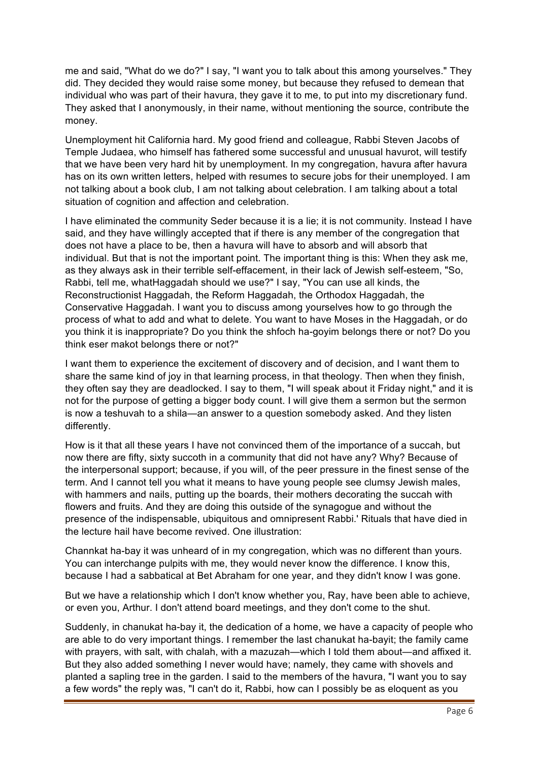me and said, "What do we do?" I say, "I want you to talk about this among yourselves." They did. They decided they would raise some money, but because they refused to demean that individual who was part of their havura, they gave it to me, to put into my discretionary fund. They asked that I anonymously, in their name, without mentioning the source, contribute the money.

Unemployment hit California hard. My good friend and colleague, Rabbi Steven Jacobs of Temple Judaea, who himself has fathered some successful and unusual havurot, will testify that we have been very hard hit by unemployment. In my congregation, havura after havura has on its own written letters, helped with resumes to secure jobs for their unemployed. I am not talking about a book club, I am not talking about celebration. I am talking about a total situation of cognition and affection and celebration.

I have eliminated the community Seder because it is a lie; it is not community. Instead I have said, and they have willingly accepted that if there is any member of the congregation that does not have a place to be, then a havura will have to absorb and will absorb that individual. But that is not the important point. The important thing is this: When they ask me, as they always ask in their terrible self-effacement, in their lack of Jewish self-esteem, "So, Rabbi, tell me, whatHaggadah should we use?" I say, "You can use all kinds, the Reconstructionist Haggadah, the Reform Haggadah, the Orthodox Haggadah, the Conservative Haggadah. I want you to discuss among yourselves how to go through the process of what to add and what to delete. You want to have Moses in the Haggadah, or do you think it is inappropriate? Do you think the shfoch ha-goyim belongs there or not? Do you think eser makot belongs there or not?"

I want them to experience the excitement of discovery and of decision, and I want them to share the same kind of joy in that learning process, in that theology. Then when they finish, they often say they are deadlocked. I say to them, "I will speak about it Friday night," and it is not for the purpose of getting a bigger body count. I will give them a sermon but the sermon is now a teshuvah to a shila—an answer to a question somebody asked. And they listen differently.

How is it that all these years I have not convinced them of the importance of a succah, but now there are fifty, sixty succoth in a community that did not have any? Why? Because of the interpersonal support; because, if you will, of the peer pressure in the finest sense of the term. And I cannot tell you what it means to have young people see clumsy Jewish males, with hammers and nails, putting up the boards, their mothers decorating the succah with flowers and fruits. And they are doing this outside of the synagogue and without the presence of the indispensable, ubiquitous and omnipresent Rabbi.' Rituals that have died in the lecture hail have become revived. One illustration:

Channkat ha-bay it was unheard of in my congregation, which was no different than yours. You can interchange pulpits with me, they would never know the difference. I know this, because I had a sabbatical at Bet Abraham for one year, and they didn't know I was gone.

But we have a relationship which I don't know whether you, Ray, have been able to achieve, or even you, Arthur. I don't attend board meetings, and they don't come to the shut.

Suddenly, in chanukat ha-bay it, the dedication of a home, we have a capacity of people who are able to do very important things. I remember the last chanukat ha-bayit; the family came with prayers, with salt, with chalah, with a mazuzah—which I told them about—and affixed it. But they also added something I never would have; namely, they came with shovels and planted a sapling tree in the garden. I said to the members of the havura, "I want you to say a few words" the reply was, "I can't do it, Rabbi, how can I possibly be as eloquent as you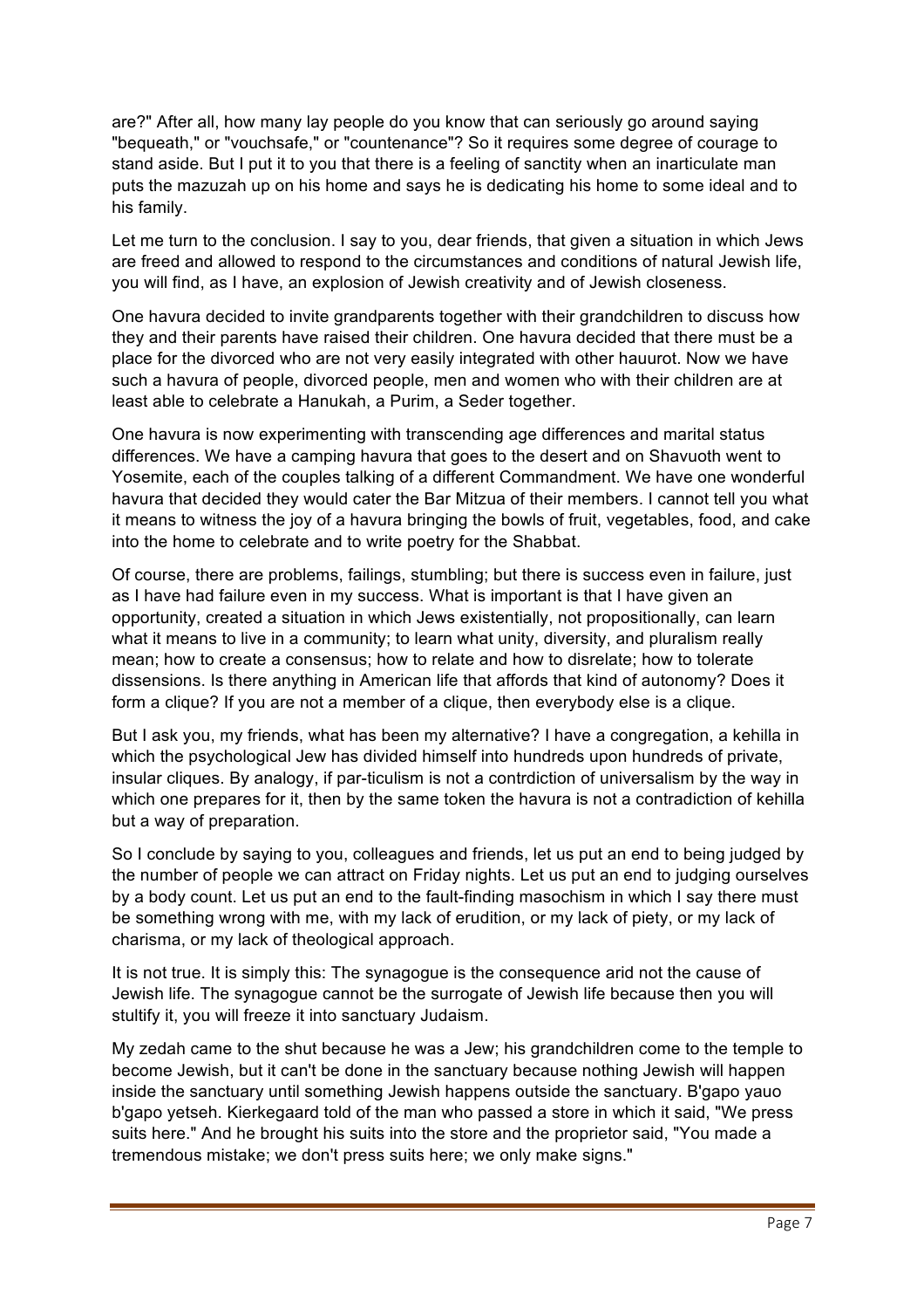are?" After all, how many lay people do you know that can seriously go around saying "bequeath," or "vouchsafe," or "countenance"? So it requires some degree of courage to stand aside. But I put it to you that there is a feeling of sanctity when an inarticulate man puts the mazuzah up on his home and says he is dedicating his home to some ideal and to his family.

Let me turn to the conclusion. I say to you, dear friends, that given a situation in which Jews are freed and allowed to respond to the circumstances and conditions of natural Jewish life, you will find, as I have, an explosion of Jewish creativity and of Jewish closeness.

One havura decided to invite grandparents together with their grandchildren to discuss how they and their parents have raised their children. One havura decided that there must be a place for the divorced who are not very easily integrated with other hauurot. Now we have such a havura of people, divorced people, men and women who with their children are at least able to celebrate a Hanukah, a Purim, a Seder together.

One havura is now experimenting with transcending age differences and marital status differences. We have a camping havura that goes to the desert and on Shavuoth went to Yosemite, each of the couples talking of a different Commandment. We have one wonderful havura that decided they would cater the Bar Mitzua of their members. I cannot tell you what it means to witness the joy of a havura bringing the bowls of fruit, vegetables, food, and cake into the home to celebrate and to write poetry for the Shabbat.

Of course, there are problems, failings, stumbling; but there is success even in failure, just as I have had failure even in my success. What is important is that I have given an opportunity, created a situation in which Jews existentially, not propositionally, can learn what it means to live in a community; to learn what unity, diversity, and pluralism really mean; how to create a consensus; how to relate and how to disrelate; how to tolerate dissensions. Is there anything in American life that affords that kind of autonomy? Does it form a clique? If you are not a member of a clique, then everybody else is a clique.

But I ask you, my friends, what has been my alternative? I have a congregation, a kehilla in which the psychological Jew has divided himself into hundreds upon hundreds of private, insular cliques. By analogy, if par-ticulism is not a contrdiction of universalism by the way in which one prepares for it, then by the same token the havura is not a contradiction of kehilla but a way of preparation.

So I conclude by saying to you, colleagues and friends, let us put an end to being judged by the number of people we can attract on Friday nights. Let us put an end to judging ourselves by a body count. Let us put an end to the fault-finding masochism in which I say there must be something wrong with me, with my lack of erudition, or my lack of piety, or my lack of charisma, or my lack of theological approach.

It is not true. It is simply this: The synagogue is the consequence arid not the cause of Jewish life. The synagogue cannot be the surrogate of Jewish life because then you will stultify it, you will freeze it into sanctuary Judaism.

My zedah came to the shut because he was a Jew; his grandchildren come to the temple to become Jewish, but it can't be done in the sanctuary because nothing Jewish will happen inside the sanctuary until something Jewish happens outside the sanctuary. B'gapo yauo b'gapo yetseh. Kierkegaard told of the man who passed a store in which it said, "We press suits here." And he brought his suits into the store and the proprietor said, "You made a tremendous mistake; we don't press suits here; we only make signs."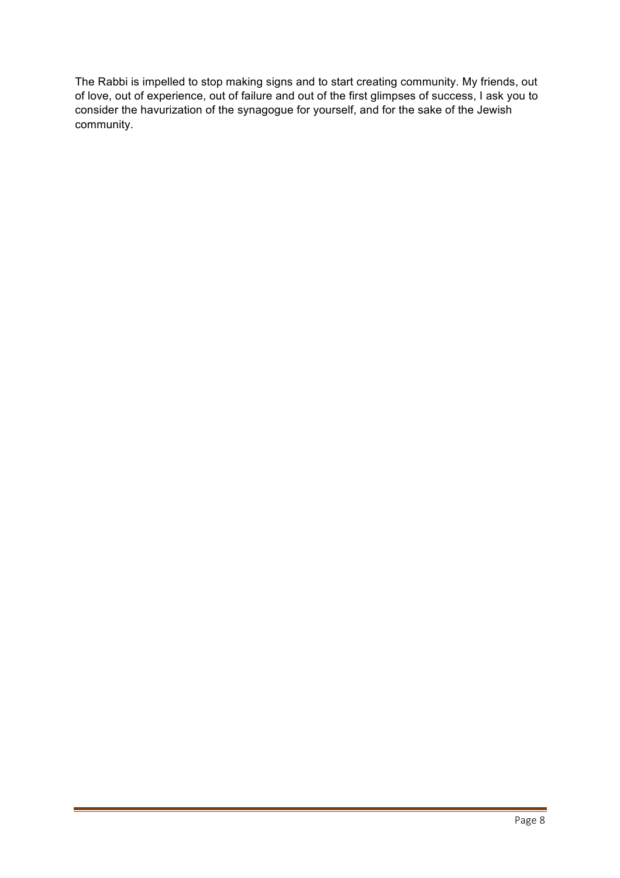The Rabbi is impelled to stop making signs and to start creating community. My friends, out of love, out of experience, out of failure and out of the first glimpses of success, I ask you to consider the havurization of the synagogue for yourself, and for the sake of the Jewish community.